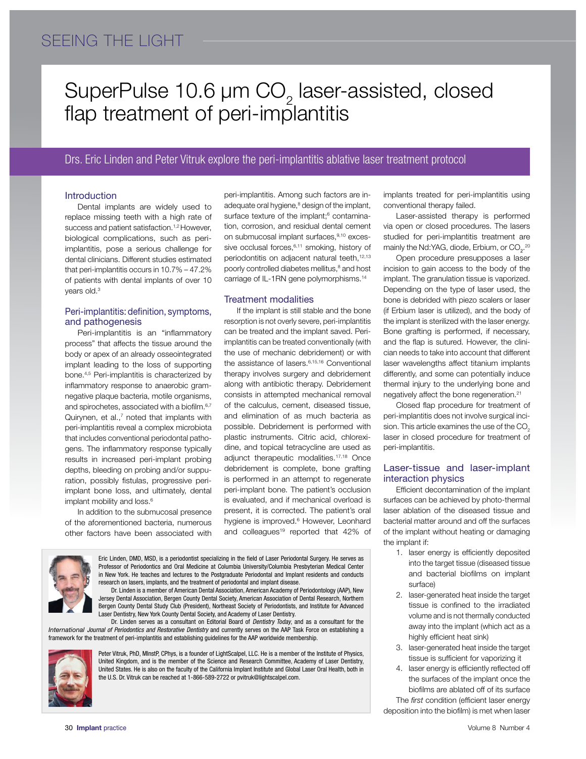# SuperPulse 10.6 µm $CO_2$ laser-assisted, closed flap treatment of peri-implantitis

Drs. Eric Linden and Peter Vitruk explore the peri-implantitis ablative laser treatment protocol

## Introduction

Dental implants are widely used to replace missing teeth with a high rate of success and patient satisfaction.[1,2] However, biological complications, such as peri-implantitis, pose a serious challenge for dental clinicians. Different studies estimated that peri-implantitis occurs in 10.7% – 47.2% of patients with dental implants of over 10 years old.[3]

## Peri-implantitis: definition, symptoms, and pathogenesis

Peri-implantitis is an "inflammatory process" that affects the tissue around the body or apex of an already osseointegrated implant leading to the loss of supporting bone.[4,5] Peri-implantitis is characterized by inflammatory response to anaerobic gram-negative plaque bacteria, motile organisms, and spirochetes, associated with a biofilm.[6,7] Quirynen, et al.,[7] noted that implants with peri-implantitis reveal a complex microbiota that includes conventional periodontal pathogens. The inflammatory response typically results in increased peri-implant probing depths, bleeding on probing and/or suppuration, possibly fistulas, progressive peri-implant bone loss, and ultimately, dental implant mobility and loss.[6]

In addition to the submucosal presence of the aforementioned bacteria, numerous other factors have been associated with peri-implantitis. Among such factors are inadequate oral hygiene,[8] design of the implant, surface texture of the implant;[6] contamination, corrosion, and residual dental cement on submucosal implant surfaces,[9,10] excessive occlusal forces,[6,11] smoking, history of periodontitis on adjacent natural teeth,[12,13] poorly controlled diabetes mellitus,[8] and host carriage of IL-1RN gene polymorphisms.[14]

## Treatment modalities

If the implant is still stable and the bone resorption is not overly severe, peri-implantitis can be treated and the implant saved. Peri-implantitis can be treated conventionally (with the use of mechanic debridement) or with the assistance of lasers.[6,15,16] Conventional therapy involves surgery and debridement along with antibiotic therapy. Debridement consists in attempted mechanical removal of the calculus, cement, diseased tissue, and elimination of as much bacteria as possible. Debridement is performed with plastic instruments. Citric acid, chlorexidine, and topical tetracycline are used as adjunct therapeutic modalities.[17,18] Once debridement is complete, bone grafting is performed in an attempt to regenerate peri-implant bone. The patient's occlusion is evaluated, and if mechanical overload is present, it is corrected. The patient's oral hygiene is improved.[6] However, Leonhard and colleagues[19] reported that 42% of implants treated for peri-implantitis using conventional therapy failed.

Laser-assisted therapy is performed via open or closed procedures. The lasers studied for peri-implantitis treatment are mainly the Nd:YAG, diode, Erbium, or $CO_2$.[20]

Open procedure presupposes a laser incision to gain access to the body of the implant. The granulation tissue is vaporized. Depending on the type of laser used, the bone is debrided with piezo scalers or laser (if Erbium laser is utilized), and the body of the implant is sterilized with the laser energy. Bone grafting is performed, if necessary, and the flap is sutured. However, the clinician needs to take into account that different laser wavelengths affect titanium implants differently, and some can potentially induce thermal injury to the underlying bone and negatively affect the bone regeneration.[21]

Closed flap procedure for treatment of peri-implantitis does not involve surgical incision. This article examines the use of the $CO_2$ laser in closed procedure for treatment of peri-implantitis.

## Laser-tissue and laser-implant interaction physics

Efficient decontamination of the implant surfaces can be achieved by photo-thermal laser ablation of the diseased tissue and bacterial matter around and off the surfaces of the implant without heating or damaging the implant if:

1. laser energy is efficiently deposited into the target tissue (diseased tissue and bacterial biofilms on implant surface)
2. laser-generated heat inside the target tissue is confined to the irradiated volume and is not thermally conducted away into the implant (which act as a highly efficient heat sink)
3. laser-generated heat inside the target tissue is sufficient for vaporizing it
4. laser energy is efficiently reflected off the surfaces of the implant once the biofilms are ablated off of its surface

The *first* condition (efficient laser energy deposition into the biofilm) is met when laser

---

Eric Linden, DMD, MSD, is a periodontist specializing in the field of Laser Periodontal Surgery. He serves as Professor of Periodontics and Oral Medicine at Columbia University/Columbia Presbyterian Medical Center in New York. He teaches and lectures to the Postgraduate Periodontal and Implant residents and conducts research on lasers, implants, and the treatment of periodontal and implant disease.

Dr. Linden is a member of American Dental Association, American Academy of Periodontology (AAP), New Jersey Dental Association, Bergen County Dental Society, American Association of Dental Research, Northern Bergen County Dental Study Club (President), Northeast Society of Periodontists, and Institute for Advanced Laser Dentistry, New York County Dental Society, and Academy of Laser Dentistry.

Dr. Linden serves as a consultant on Editorial Board of *Dentistry Today*, and as a consultant for the *International Journal of Periodontics and Restorative Dentistry* and currently serves on the AAP Task Force on establishing a framework for the treatment of peri-implantitis and establishing guidelines for the AAP worldwide membership.

Peter Vitruk, PhD, MInstP, CPhys, is a founder of LightScalpel, LLC. He is a member of the Institute of Physics, United Kingdom, and is the member of the Science and Research Committee, Academy of Laser Dentistry, United States. He is also on the faculty of the California Implant Institute and Global Laser Oral Health, both in the U.S. Dr. Vitruk can be reached at 1-866-589-2722 or pvitruk@lightscalpel.com.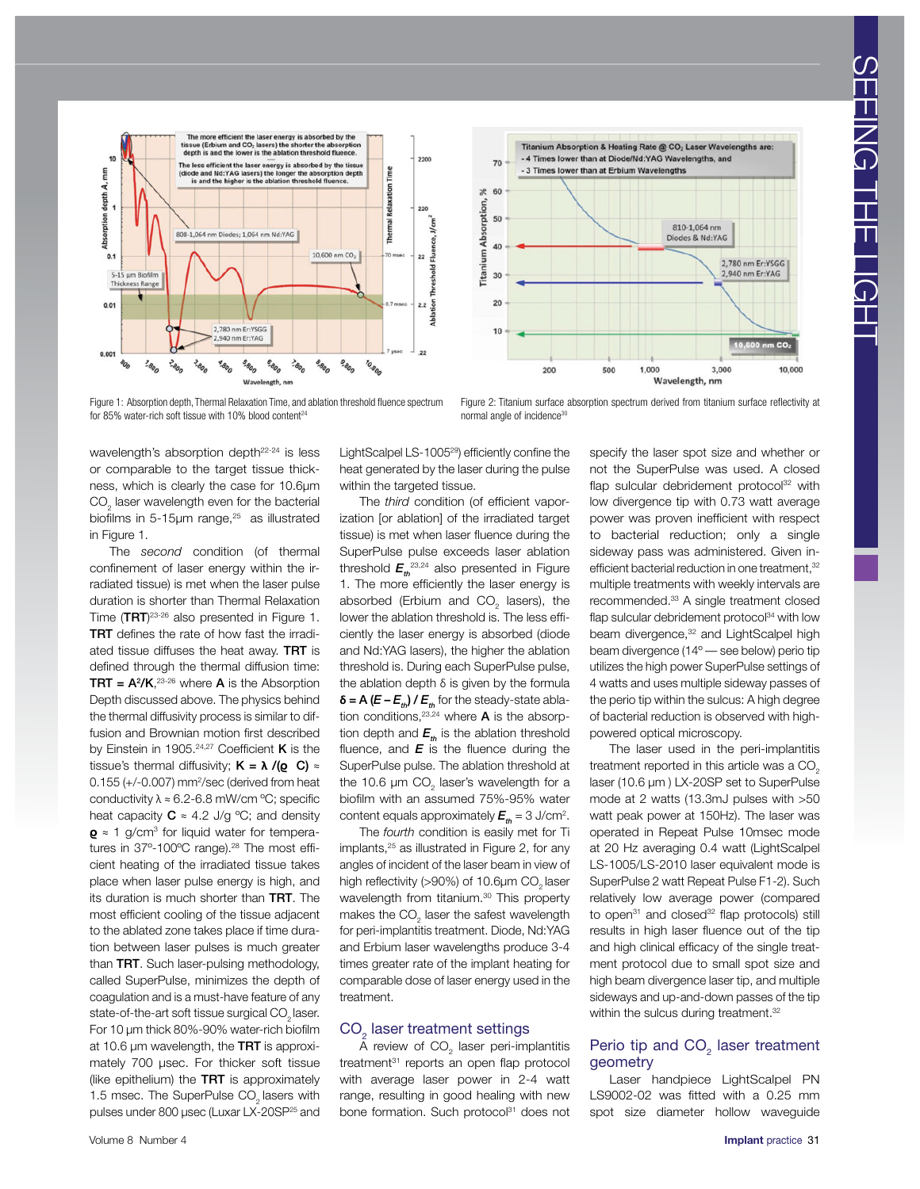Figure 1: Absorption depth, Thermal Relaxation Time, and ablation threshold fluence spectrum for 85% water-rich soft tissue with 10% blood content[24]

Figure 2: Titanium surface absorption spectrum derived from titanium surface reflectivity at normal angle of incidence[30]

wavelength's absorption depth[22-24] is less or comparable to the target tissue thickness, which is clearly the case for 10.6μm $CO_2$ laser wavelength even for the bacterial biofilms in 5-15μm range,[25] as illustrated in Figure 1.

The *second* condition (of thermal confinement of laser energy within the irradiated tissue) is met when the laser pulse duration is shorter than Thermal Relaxation Time (**TRT**)[23-26] also presented in Figure 1. **TRT** defines the rate of how fast the irradiated tissue diffuses the heat away. **TRT** is defined through the thermal diffusion time: **TRT** = $A^2/K$,[23-26] where **A** is the Absorption Depth discussed above. The physics behind the thermal diffusivity process is similar to diffusion and Brownian motion first described by Einstein in 1905.[24,27] Coefficient **K** is the tissue's thermal diffusivity; $K = \lambda / (\rho \; C) \approx$ 0.155 (+/-0.007) mm²/sec (derived from heat conductivity $\lambda \approx$ 6.2-6.8 mW/cm °C; specific heat capacity $C \approx$ 4.2 J/g °C; and density $\rho \approx$ 1 g/cm³ for liquid water for temperatures in 37°-100°C range).[28] The most efficient heating of the irradiated tissue takes place when laser pulse energy is high, and its duration is much shorter than **TRT**. The most efficient cooling of the tissue adjacent to the ablated zone takes place if time duration between laser pulses is much greater than **TRT**. Such laser-pulsing methodology, called SuperPulse, minimizes the depth of coagulation and is a must-have feature of any state-of-the-art soft tissue surgical $CO_2$ laser. For 10 μm thick 80%-90% water-rich biofilm at 10.6 μm wavelength, the **TRT** is approximately 700 μsec. For thicker soft tissue (like epithelium) the **TRT** is approximately 1.5 msec. The SuperPulse $CO_2$ lasers with pulses under 800 μsec (Luxar LX-20SP[25] and LightScalpel LS-1005[29]) efficiently confine the heat generated by the laser during the pulse within the targeted tissue.

The *third* condition (of efficient vaporization [or ablation] of the irradiated target tissue) is met when laser fluence during the SuperPulse pulse exceeds laser ablation threshold $E_{th}$[23,24] also presented in Figure 1. The more efficiently the laser energy is absorbed (Erbium and $CO_2$ lasers), the lower the ablation threshold is. The less efficiently the laser energy is absorbed (diode and Nd:YAG lasers), the higher the ablation threshold is. During each SuperPulse pulse, the ablation depth δ is given by the formula $\delta = A \, (E - E_{th}) / E_{th}$ for the steady-state ablation conditions,[23,24] where **A** is the absorption depth and $E_{th}$ is the ablation threshold fluence, and $E$ is the fluence during the SuperPulse pulse. The ablation threshold at the 10.6 μm $CO_2$ laser's wavelength for a biofilm with an assumed 75%-95% water content equals approximately $E_{th}$ = 3 J/cm².

The *fourth* condition is easily met for Ti implants,[25] as illustrated in Figure 2, for any angles of incident of the laser beam in view of high reflectivity (>90%) of 10.6μm $CO_2$ laser wavelength from titanium.[30] This property makes the $CO_2$ laser the safest wavelength for peri-implantitis treatment. Diode, Nd:YAG and Erbium laser wavelengths produce 3-4 times greater rate of the implant heating for comparable dose of laser energy used in the treatment.

## $CO_2$ laser treatment settings

A review of $CO_2$ laser peri-implantitis treatment[31] reports an open flap protocol with average laser power in 2-4 watt range, resulting in good healing with new bone formation. Such protocol[31] does not specify the laser spot size and whether or not the SuperPulse was used. A closed flap sulcular debridement protocol[32] with low divergence tip with 0.73 watt average power was proven inefficient with respect to bacterial reduction; only a single sideway pass was administered. Given inefficient bacterial reduction in one treatment,[32] multiple treatments with weekly intervals are recommended.[33] A single treatment closed flap sulcular debridement protocol[34] with low beam divergence,[32] and LightScalpel high beam divergence (14° — see below) perio tip utilizes the high power SuperPulse settings of 4 watts and uses multiple sideway passes of the perio tip within the sulcus: A high degree of bacterial reduction is observed with high-powered optical microscopy.

The laser used in the peri-implantitis treatment reported in this article was a $CO_2$ laser (10.6 μm ) LX-20SP set to SuperPulse mode at 2 watts (13.3mJ pulses with >50 watt peak power at 150Hz). The laser was operated in Repeat Pulse 10msec mode at 20 Hz averaging 0.4 watt (LightScalpel LS-1005/LS-2010 laser equivalent mode is SuperPulse 2 watt Repeat Pulse F1-2). Such relatively low average power (compared to open[31] and closed[32] flap protocols) still results in high laser fluence out of the tip and high clinical efficacy of the single treatment protocol due to small spot size and high beam divergence laser tip, and multiple sideways and up-and-down passes of the tip within the sulcus during treatment.[32]

## Perio tip and $CO_2$ laser treatment geometry

Laser handpiece LightScalpel PN LS9002-02 was fitted with a 0.25 mm spot size diameter hollow waveguide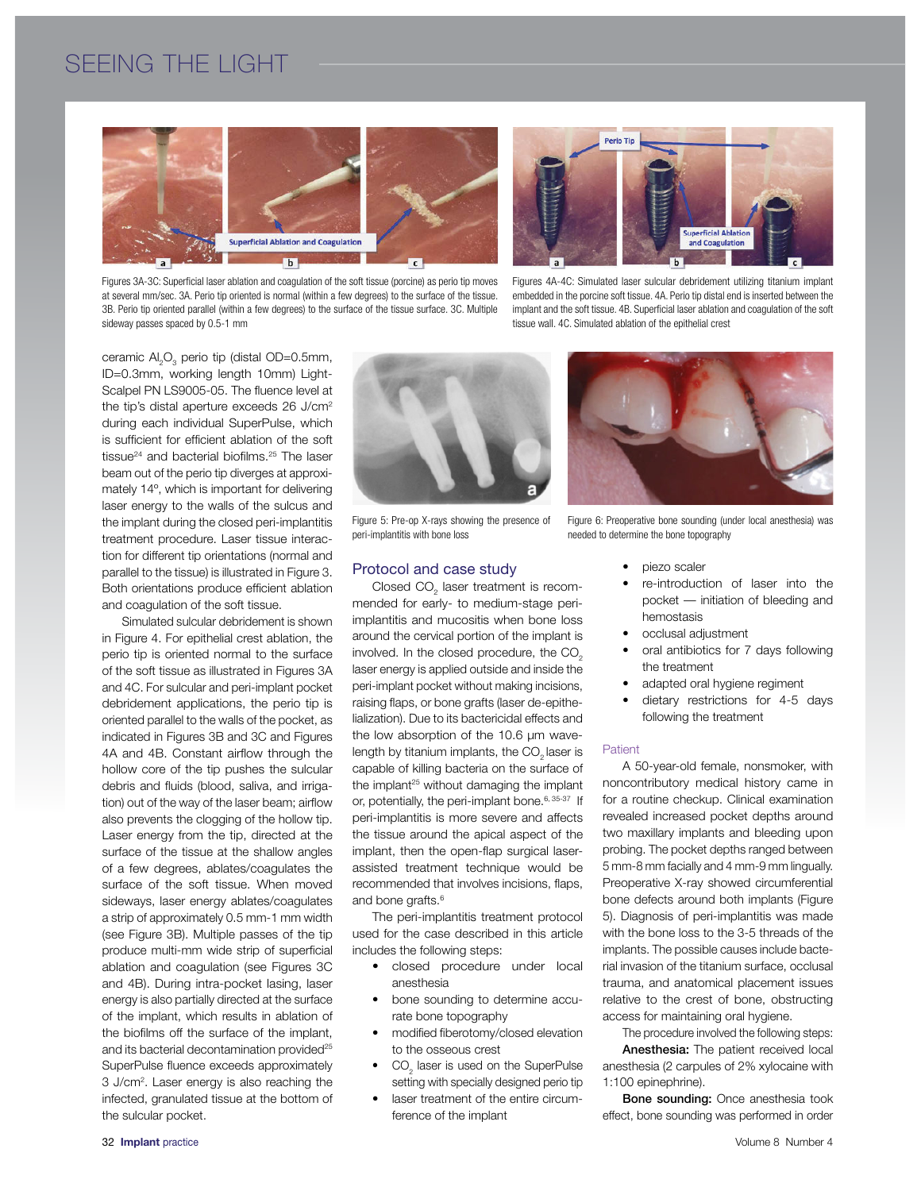Figures 3A-3C: Superficial laser ablation and coagulation of the soft tissue (porcine) as perio tip moves at several mm/sec. 3A. Perio tip oriented is normal (within a few degrees) to the surface of the tissue. 3B. Perio tip oriented parallel (within a few degrees) to the surface of the tissue surface. 3C. Multiple sideway passes spaced by 0.5-1 mm

Figures 4A-4C: Simulated laser sulcular debridement utilizing titanium implant embedded in the porcine soft tissue. 4A. Perio tip distal end is inserted between the implant and the soft tissue. 4B. Superficial laser ablation and coagulation of the soft tissue wall. 4C. Simulated ablation of the epithelial crest

ceramic $Al_2O_3$ perio tip (distal OD=0.5mm, ID=0.3mm, working length 10mm) LightScalpel PN LS9005-05. The fluence level at the tip's distal aperture exceeds 26 J/cm$^2$ during each individual SuperPulse, which is sufficient for efficient ablation of the soft tissue[24] and bacterial biofilms.[25] The laser beam out of the perio tip diverges at approximately 14º, which is important for delivering laser energy to the walls of the sulcus and the implant during the closed peri-implantitis treatment procedure. Laser tissue interaction for different tip orientations (normal and parallel to the tissue) is illustrated in Figure 3. Both orientations produce efficient ablation and coagulation of the soft tissue.

Simulated sulcular debridement is shown in Figure 4. For epithelial crest ablation, the perio tip is oriented normal to the surface of the soft tissue as illustrated in Figures 3A and 4C. For sulcular and peri-implant pocket debridement applications, the perio tip is oriented parallel to the walls of the pocket, as indicated in Figures 3B and 3C and Figures 4A and 4B. Constant airflow through the hollow core of the tip pushes the sulcular debris and fluids (blood, saliva, and irrigation) out of the way of the laser beam; airflow also prevents the clogging of the hollow tip. Laser energy from the tip, directed at the surface of the tissue at the shallow angles of a few degrees, ablates/coagulates the surface of the soft tissue. When moved sideways, laser energy ablates/coagulates a strip of approximately 0.5 mm-1 mm width (see Figure 3B). Multiple passes of the tip produce multi-mm wide strip of superficial ablation and coagulation (see Figures 3C and 4B). During intra-pocket lasing, laser energy is also partially directed at the surface of the implant, which results in ablation of the biofilms off the surface of the implant, and its bacterial decontamination provided[25] SuperPulse fluence exceeds approximately 3 J/cm$^2$. Laser energy is also reaching the infected, granulated tissue at the bottom of the sulcular pocket.

Figure 5: Pre-op X-rays showing the presence of peri-implantitis with bone loss

Figure 6: Preoperative bone sounding (under local anesthesia) was needed to determine the bone topography

## Protocol and case study

Closed $CO_2$ laser treatment is recommended for early- to medium-stage peri-implantitis and mucositis when bone loss around the cervical portion of the implant is involved. In the closed procedure, the $CO_2$ laser energy is applied outside and inside the peri-implant pocket without making incisions, raising flaps, or bone grafts (laser de-epithelialization). Due to its bactericidal effects and the low absorption of the 10.6 µm wavelength by titanium implants, the $CO_2$ laser is capable of killing bacteria on the surface of the implant[25] without damaging the implant or, potentially, the peri-implant bone.[6, 35-37] If peri-implantitis is more severe and affects the tissue around the apical aspect of the implant, then the open-flap surgical laser-assisted treatment technique would be recommended that involves incisions, flaps, and bone grafts.[6]

The peri-implantitis treatment protocol used for the case described in this article includes the following steps:

- closed procedure under local anesthesia
- bone sounding to determine accurate bone topography
- modified fiberotomy/closed elevation to the osseous crest
- $CO_2$ laser is used on the SuperPulse setting with specially designed perio tip
- laser treatment of the entire circumference of the implant
- piezo scaler
- re-introduction of laser into the pocket — initiation of bleeding and hemostasis
- occlusal adjustment
- oral antibiotics for 7 days following the treatment
- adapted oral hygiene regiment
- dietary restrictions for 4-5 days following the treatment

### Patient

A 50-year-old female, nonsmoker, with noncontributory medical history came in for a routine checkup. Clinical examination revealed increased pocket depths around two maxillary implants and bleeding upon probing. The pocket depths ranged between 5 mm-8 mm facially and 4 mm-9 mm lingually. Preoperative X-ray showed circumferential bone defects around both implants (Figure 5). Diagnosis of peri-implantitis was made with the bone loss to the 3-5 threads of the implants. The possible causes include bacterial invasion of the titanium surface, occlusal trauma, and anatomical placement issues relative to the crest of bone, obstructing access for maintaining oral hygiene.

The procedure involved the following steps:

**Anesthesia:** The patient received local anesthesia (2 carpules of 2% xylocaine with 1:100 epinephrine).

**Bone sounding:** Once anesthesia took effect, bone sounding was performed in order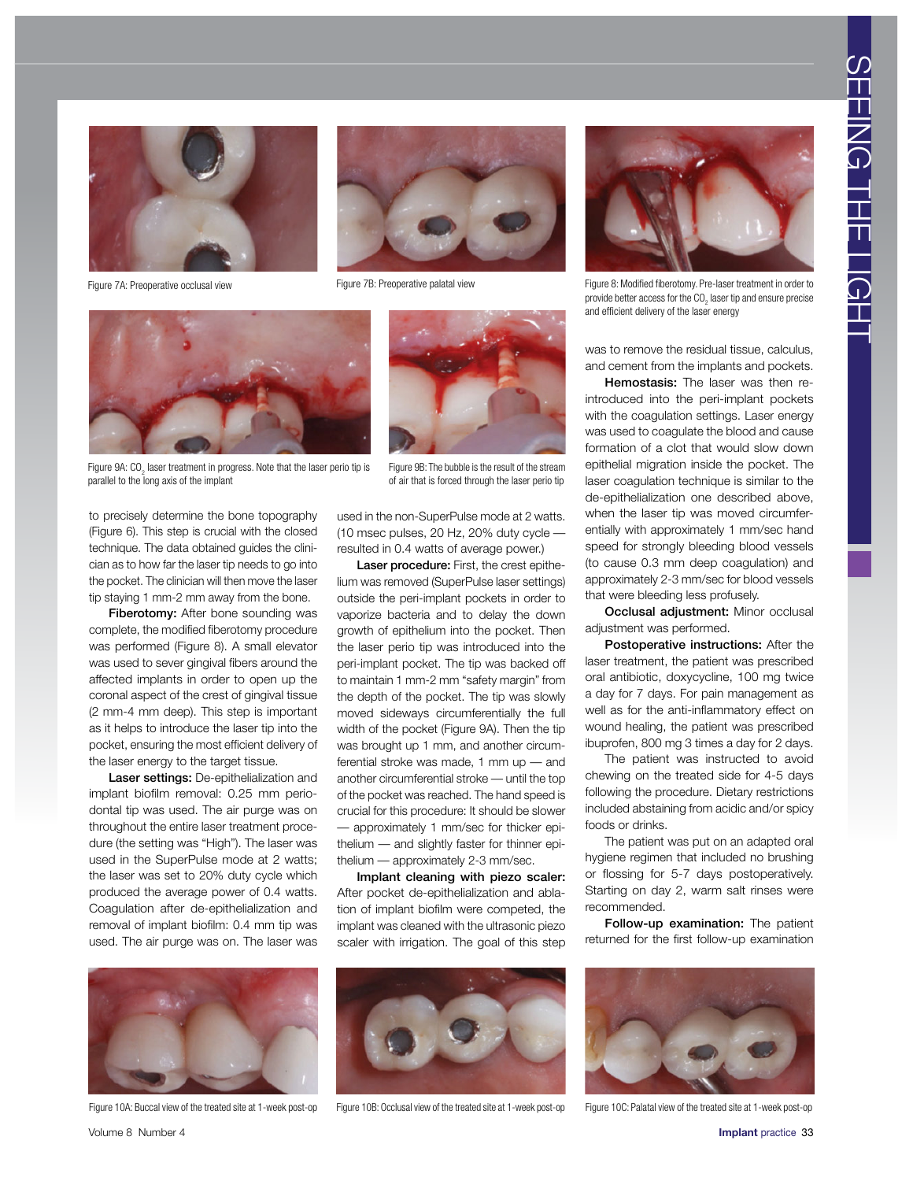Figure 7A: Preoperative occlusal view

Figure 7B: Preoperative palatal view

Figure 8: Modified fiberotomy. Pre-laser treatment in order to provide better access for the $CO_2$ laser tip and ensure precise and efficient delivery of the laser energy

Figure 9A: $CO_2$ laser treatment in progress. Note that the laser perio tip is parallel to the long axis of the implant

Figure 9B: The bubble is the result of the stream of air that is forced through the laser perio tip

to precisely determine the bone topography (Figure 6). This step is crucial with the closed technique. The data obtained guides the clinician as to how far the laser tip needs to go into the pocket. The clinician will then move the laser tip staying 1 mm-2 mm away from the bone.

**Fiberotomy:** After bone sounding was complete, the modified fiberotomy procedure was performed (Figure 8). A small elevator was used to sever gingival fibers around the affected implants in order to open up the coronal aspect of the crest of gingival tissue (2 mm-4 mm deep). This step is important as it helps to introduce the laser tip into the pocket, ensuring the most efficient delivery of the laser energy to the target tissue.

**Laser settings:** De-epithelialization and implant biofilm removal: 0.25 mm periodontal tip was used. The air purge was on throughout the entire laser treatment procedure (the setting was "High"). The laser was used in the SuperPulse mode at 2 watts; the laser was set to 20% duty cycle which produced the average power of 0.4 watts. Coagulation after de-epithelialization and removal of implant biofilm: 0.4 mm tip was used. The air purge was on. The laser was used in the non-SuperPulse mode at 2 watts. (10 msec pulses, 20 Hz, 20% duty cycle — resulted in 0.4 watts of average power.)

**Laser procedure:** First, the crest epithelium was removed (SuperPulse laser settings) outside the peri-implant pockets in order to vaporize bacteria and to delay the down growth of epithelium into the pocket. Then the laser perio tip was introduced into the peri-implant pocket. The tip was backed off to maintain 1 mm-2 mm "safety margin" from the depth of the pocket. The tip was slowly moved sideways circumferentially the full width of the pocket (Figure 9A). Then the tip was brought up 1 mm, and another circumferential stroke was made, 1 mm up — and another circumferential stroke — until the top of the pocket was reached. The hand speed is crucial for this procedure: It should be slower — approximately 1 mm/sec for thicker epithelium — and slightly faster for thinner epithelium — approximately 2-3 mm/sec.

**Implant cleaning with piezo scaler:** After pocket de-epithelialization and ablation of implant biofilm were competed, the implant was cleaned with the ultrasonic piezo scaler with irrigation. The goal of this step was to remove the residual tissue, calculus, and cement from the implants and pockets.

**Hemostasis:** The laser was then reintroduced into the peri-implant pockets with the coagulation settings. Laser energy was used to coagulate the blood and cause formation of a clot that would slow down epithelial migration inside the pocket. The laser coagulation technique is similar to the de-epithelialization one described above, when the laser tip was moved circumferentially with approximately 1 mm/sec hand speed for strongly bleeding blood vessels (to cause 0.3 mm deep coagulation) and approximately 2-3 mm/sec for blood vessels that were bleeding less profusely.

**Occlusal adjustment:** Minor occlusal adjustment was performed.

**Postoperative instructions:** After the laser treatment, the patient was prescribed oral antibiotic, doxycycline, 100 mg twice a day for 7 days. For pain management as well as for the anti-inflammatory effect on wound healing, the patient was prescribed ibuprofen, 800 mg 3 times a day for 2 days.

The patient was instructed to avoid chewing on the treated side for 4-5 days following the procedure. Dietary restrictions included abstaining from acidic and/or spicy foods or drinks.

The patient was put on an adapted oral hygiene regimen that included no brushing or flossing for 5-7 days postoperatively. Starting on day 2, warm salt rinses were recommended.

**Follow-up examination:** The patient returned for the first follow-up examination

Figure 10A: Buccal view of the treated site at 1-week post-op

Figure 10B: Occlusal view of the treated site at 1-week post-op

Figure 10C: Palatal view of the treated site at 1-week post-op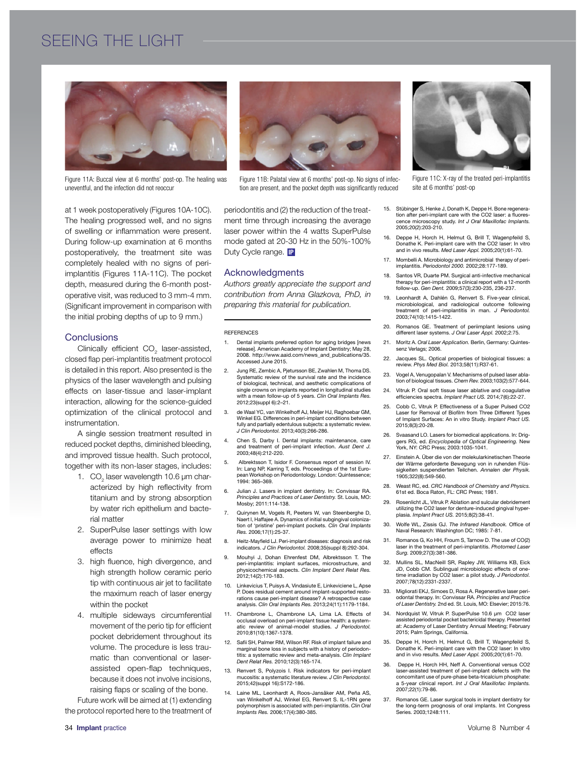Figure 11A: Buccal view at 6 months' post-op. The healing was uneventful, and the infection did not reoccur

Figure 11B: Palatal view at 6 months' post-op. No signs of infection are present, and the pocket depth was significantly reduced

Figure 11C: X-ray of the treated peri-implantitis site at 6 months' post-op

at 1 week postoperatively (Figures 10A-10C). The healing progressed well, and no signs of swelling or inflammation were present. During follow-up examination at 6 months postoperatively, the treatment site was completely healed with no signs of peri-implantitis (Figures 11A-11C). The pocket depth, measured during the 6-month postoperative visit, was reduced to 3 mm-4 mm. (Significant improvement in comparison with the initial probing depths of up to 9 mm.)

## Conclusions

Clinically efficient $CO_2$ laser-assisted, closed flap peri-implantitis treatment protocol is detailed in this report. Also presented is the physics of the laser wavelength and pulsing effects on laser-tissue and laser-implant interaction, allowing for the science-guided optimization of the clinical protocol and instrumentation.

A single session treatment resulted in reduced pocket depths, diminished bleeding, and improved tissue health. Such protocol, together with its non-laser stages, includes:

1. $CO_2$ laser wavelength 10.6 µm characterized by high reflectivity from titanium and by strong absorption by water rich epithelium and bacterial matter
2. SuperPulse laser settings with low average power to minimize heat effects
3. high fluence, high divergence, and high strength hollow ceramic perio tip with continuous air jet to facilitate the maximum reach of laser energy within the pocket
4. multiple sideways circumferential movement of the perio tip for efficient pocket debridement throughout its volume. The procedure is less traumatic than conventional or laser-assisted open-flap techniques, because it does not involve incisions, raising flaps or scaling of the bone.

Future work will be aimed at (1) extending the protocol reported here to the treatment of periodontitis and (2) the reduction of the treatment time through increasing the average laser power within the 4 watts SuperPulse mode gated at 20-30 Hz in the 50%-100% Duty Cycle range. IP

## Acknowledgments

*Authors greatly appreciate the support and contribution from Anna Glazkova, PhD, in preparing this material for publication.*

REFERENCES

1. Dental implants preferred option for aging bridges [news release]. American Academy of Implant Dentistry; May 28, 2008. http://www.aaid.com/news_and_publications/35. Accessed June 2015.
2. Jung RE, Zembic A, Pjetursson BE, Zwahlen M, Thoma DS. Systematic review of the survival rate and the incidence of biological, technical, and aesthetic complications of single crowns on implants reported in longitudinal studies with a mean follow-up of 5 years. *Clin Oral Implants Res.* 2012;23(suppl 6):2–21.
3. de Waal YC, van Winkelhoff AJ, Meijer HJ, Raghoebar GM, Winkel EG. Differences in peri-implant conditions between fully and partially edentulous subjects: a systematic review. *J Clin Periodontol.* 2013;40(3):266-286.
4. Chen S, Darby I. Dental implants: maintenance, care and treatment of peri-implant infection. *Aust Dent J.* 2003;48(4):212-220.
5. Albrektsson T, Isidor F. Consensus report of session IV. In: Lang NP, Karring T, eds. Proceedings of the 1st European Workshop on Periodontology. London: Quintessence; 1994: 365–369.
6. Julian J. Lasers in implant dentistry. In: Convissar RA. *Principles and Practices of Laser Dentistry.* St. Louis, MO: Mosby; 2011:114-138.
7. Quirynen M, Vogels R, Peeters W, van Steenberghe D, Naert I, Haffajee A. Dynamics of initial subgingival colonization of 'pristine' peri-implant pockets. *Clin Oral Implants Res.* 2006;17(1):25-37.
8. Heitz-Mayfield LJ. Peri-implant diseases: diagnosis and risk indicators. *J Clin Periodontol.* 2008;35(suppl 8):292-304.
9. Mouhyi J, Dohan Ehrenfest DM, Albrektsson T. The peri-implantitis: implant surfaces, microstructure, and physicochemical aspects. *Clin Implant Dent Relat Res.* 2012;14(2):170-183.
10. Linkevicius T, Puisys A, Vindasiute E, Linkeviciene L, Apse P. Does residual cement around implant-supported restorations cause peri-implant disease? A retrospective case analysis. *Clin Oral Implants Res.* 2013;24(11):1179-1184.
11. Chambrone L, Chambrone LA, Lima LA. Effects of occlusal overload on peri-implant tissue health: a systematic review of animal-model studies. *J Periodontol.* 2010;81(10):1367-1378.
12. Safii SH, Palmer RM, Wilson RF. Risk of implant failure and marginal bone loss in subjects with a history of periodontitis: a systematic review and meta-analysis. *Clin Implant Dent Relat Res.* 2010;12(3):165-174.
13. Renvert S, Polyzois I. Risk indicators for peri-implant mucositis: a systematic literature review. *J Clin Periodontol.* 2015;42(suppl 16):S172-186.
14. Laine ML, Leonhardt A, Roos-Jansåker AM, Peña AS, van Winkelhoff AJ, Winkel EG, Renvert S. IL-1RN gene polymorphism is associated with peri-implantitis. *Clin Oral Implants Res.* 2006;17(4):380-385.
15. Stübinger S, Henke J, Donath K, Deppe H. Bone regeneration after peri-implant care with the CO2 laser: a fluorescence microscopy study. *Int J Oral Maxillofac Implants.* 2005;20(2):203-210.
16. Deppe H, Horch H, Helmut G, Brill T, Wagenpfeild S, Donathe K. Peri-implant care with the CO2 laser: In vitro and in vivo results. *Med Laser Appl.* 2005;20(1):61-70.
17. Mombelli A. Microbiology and antimicrobial therapy of peri-implantitis. *Periodontol 2000.* 2002;28:177-189.
18. Santos VR, Duarte PM. Surgical anti-infective mechanical therapy for peri-implantitis: a clinical report with a 12-month follow-up. *Gen Dent.* 2009;57(3):230-235, 236-237.
19. Leonhardt A, Dahlén G, Renvert S. Five-year clinical, microbiological, and radiological outcome following treatment of peri-implantitis in man. *J Periodontol.* 2003;74(10):1415-1422.
20. Romanos GE. Treatment of periimplant lesions using different laser systems. *J Oral Laser Appl.* 2002;2:75.
21. Moritz A. *Oral Laser Application.* Berlin, Germany: Quintessenz Verlags; 2006.
22. Jacques SL. Optical properties of biological tissues: a review. *Phys Med Biol.* 2013;58(11):R37-61.
23. Vogel A, Venugopalan V. Mechanisms of pulsed laser ablation of biological tissues. *Chem Rev.* 2003;103(2):577-644.
24. Vitruk P. Oral soft tissue laser ablative and coagulative efficiencies spectra. *Implant Pract US.* 2014;7(6):22-27.
25. Cobb C, Vitruk P. Effectiveness of a Super Pulsed CO2 Laser for Removal of Biofilm from Three Different Types of Implant Surfaces: An in vitro Study. *Implant Pract US.* 2015;8(3):20-28.
26. Svaasand LO. Lasers for biomedical applications. In: Driggers RG, ed. *Encyclopedia of Optical Engineering.* New York, NY: CRC Press; 2003:1035-1041.
27. Einstein A. Über die von der molekularkinetischen Theorie der Wärme geforderte Bewegung von in ruhenden Flüssigkeiten suspendierten Teilchen. *Annalen der Physik.* 1905;322(8):549-560.
28. Weast RC, ed. *CRC Handbook of Chemistry and Physics.* 61st ed. Boca Raton, FL: CRC Press; 1981.
29. Rosenlicht JL, Vitruk P. Ablation and sulcular debridement utilizing the CO2 laser for denture-induced gingival hyperplasia. *Implant Pract US.* 2015;8(2):38-41.
30. Wolfe WL, Zissis GJ. *The Infrared Handbook.* Office of Naval Research: Washington DC; 1985: 7-81.
31. Romanos G, Ko HH, Froum S, Tarnow D. The use of CO(2) laser in the treatment of peri-implantitis. *Photomed Laser Surg.* 2009;27(3):381-386.
32. Mullins SL, MacNeill SR, Rapley JW, Williams KB, Eick JD, Cobb CM. Sublingual microbiologic effects of one-time irradiation by CO2 laser: a pilot study. *J Periodontol.* 2007;78(12):2331-2337.
33. Migliorati EKJ, Simoes D, Rosa A. Regenerative laser periodontal therapy. In: Convissar RA. *Principles and Practice of Laser Dentistry.* 2nd ed. St. Louis, MO: Elsevier; 2015:76.
34. Nordquist W, Vitruk P. SuperPulse 10.6 µm CO2 laser assisted periodontal pocket bactericidal therapy. Presented at: Academy of Laser Dentistry Annual Meeting; February 2015; Palm Springs, California.
35. Deppe H, Horch H, Helmut G, Brill T, Wagenpfeild S, Donathe K. Peri-implant care with the CO2 laser: In vitro and in vivo results. *Med Laser Appl.* 2005;20(1):61-70.
36. Deppe H, Horch HH, Neff A. Conventional versus CO2 laser-assisted treatment of peri-implant defects with the concomitant use of pure-phase beta-tricalcium phosphate: a 5-year clinical report. *Int J Oral Maxillofac Implants.* 2007;22(1):79-86.
37. Romanos GE. Laser surgical tools in implant dentistry for the long-term prognosis of oral implants. Int Congress Series. 2003;1248:111.